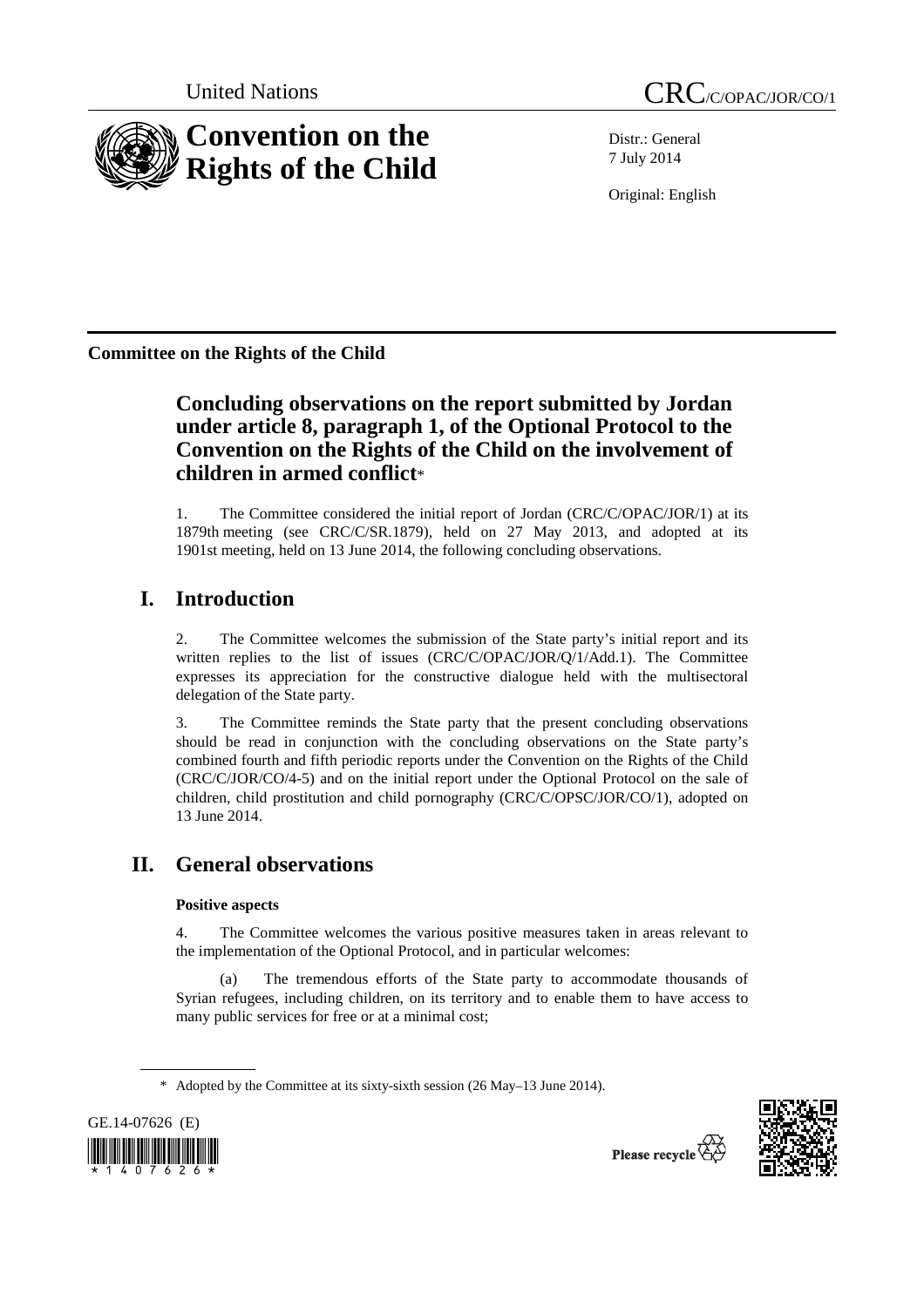United Nations CRC/C/OPAC/JOR/CO/1

# Convention on the Rights of the Child

Distr.: General
7 July 2014

Original: English

**Committee on the Rights of the Child**

## Concluding observations on the report submitted by Jordan under article 8, paragraph 1, of the Optional Protocol to the Convention on the Rights of the Child on the involvement of children in armed conflict*

1. The Committee considered the initial report of Jordan (CRC/C/OPAC/JOR/1) at its 1879th meeting (see CRC/C/SR.1879), held on 27 May 2013, and adopted at its 1901st meeting, held on 13 June 2014, the following concluding observations.

## I. Introduction

2. The Committee welcomes the submission of the State party's initial report and its written replies to the list of issues (CRC/C/OPAC/JOR/Q/1/Add.1). The Committee expresses its appreciation for the constructive dialogue held with the multisectoral delegation of the State party.

3. The Committee reminds the State party that the present concluding observations should be read in conjunction with the concluding observations on the State party's combined fourth and fifth periodic reports under the Convention on the Rights of the Child (CRC/C/JOR/CO/4-5) and on the initial report under the Optional Protocol on the sale of children, child prostitution and child pornography (CRC/C/OPSC/JOR/CO/1), adopted on 13 June 2014.

## II. General observations

### Positive aspects

4. The Committee welcomes the various positive measures taken in areas relevant to the implementation of the Optional Protocol, and in particular welcomes:

(a) The tremendous efforts of the State party to accommodate thousands of Syrian refugees, including children, on its territory and to enable them to have access to many public services for free or at a minimal cost;

\* Adopted by the Committee at its sixty-sixth session (26 May–13 June 2014).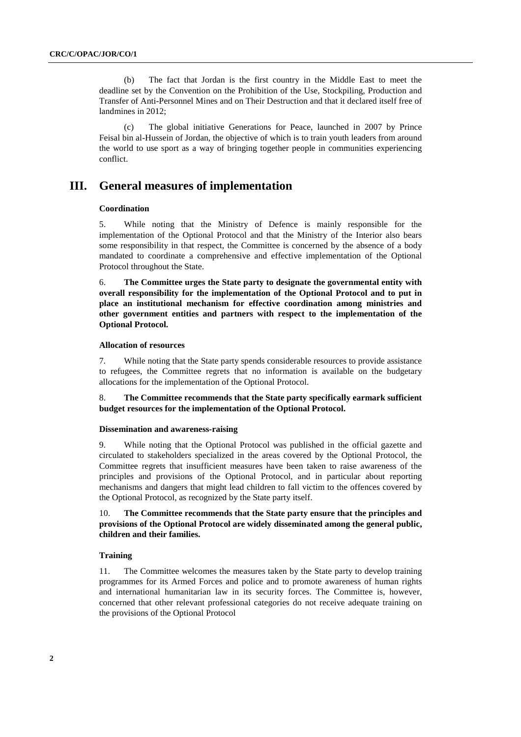(b) The fact that Jordan is the first country in the Middle East to meet the deadline set by the Convention on the Prohibition of the Use, Stockpiling, Production and Transfer of Anti-Personnel Mines and on Their Destruction and that it declared itself free of landmines in 2012;

(c) The global initiative Generations for Peace, launched in 2007 by Prince Feisal bin al-Hussein of Jordan, the objective of which is to train youth leaders from around the world to use sport as a way of bringing together people in communities experiencing conflict.

# III. General measures of implementation

### Coordination

5. While noting that the Ministry of Defence is mainly responsible for the implementation of the Optional Protocol and that the Ministry of the Interior also bears some responsibility in that respect, the Committee is concerned by the absence of a body mandated to coordinate a comprehensive and effective implementation of the Optional Protocol throughout the State.

6. **The Committee urges the State party to designate the governmental entity with overall responsibility for the implementation of the Optional Protocol and to put in place an institutional mechanism for effective coordination among ministries and other government entities and partners with respect to the implementation of the Optional Protocol.**

### Allocation of resources

7. While noting that the State party spends considerable resources to provide assistance to refugees, the Committee regrets that no information is available on the budgetary allocations for the implementation of the Optional Protocol.

8. **The Committee recommends that the State party specifically earmark sufficient budget resources for the implementation of the Optional Protocol.**

### Dissemination and awareness-raising

9. While noting that the Optional Protocol was published in the official gazette and circulated to stakeholders specialized in the areas covered by the Optional Protocol, the Committee regrets that insufficient measures have been taken to raise awareness of the principles and provisions of the Optional Protocol, and in particular about reporting mechanisms and dangers that might lead children to fall victim to the offences covered by the Optional Protocol, as recognized by the State party itself.

10. **The Committee recommends that the State party ensure that the principles and provisions of the Optional Protocol are widely disseminated among the general public, children and their families.**

### Training

11. The Committee welcomes the measures taken by the State party to develop training programmes for its Armed Forces and police and to promote awareness of human rights and international humanitarian law in its security forces. The Committee is, however, concerned that other relevant professional categories do not receive adequate training on the provisions of the Optional Protocol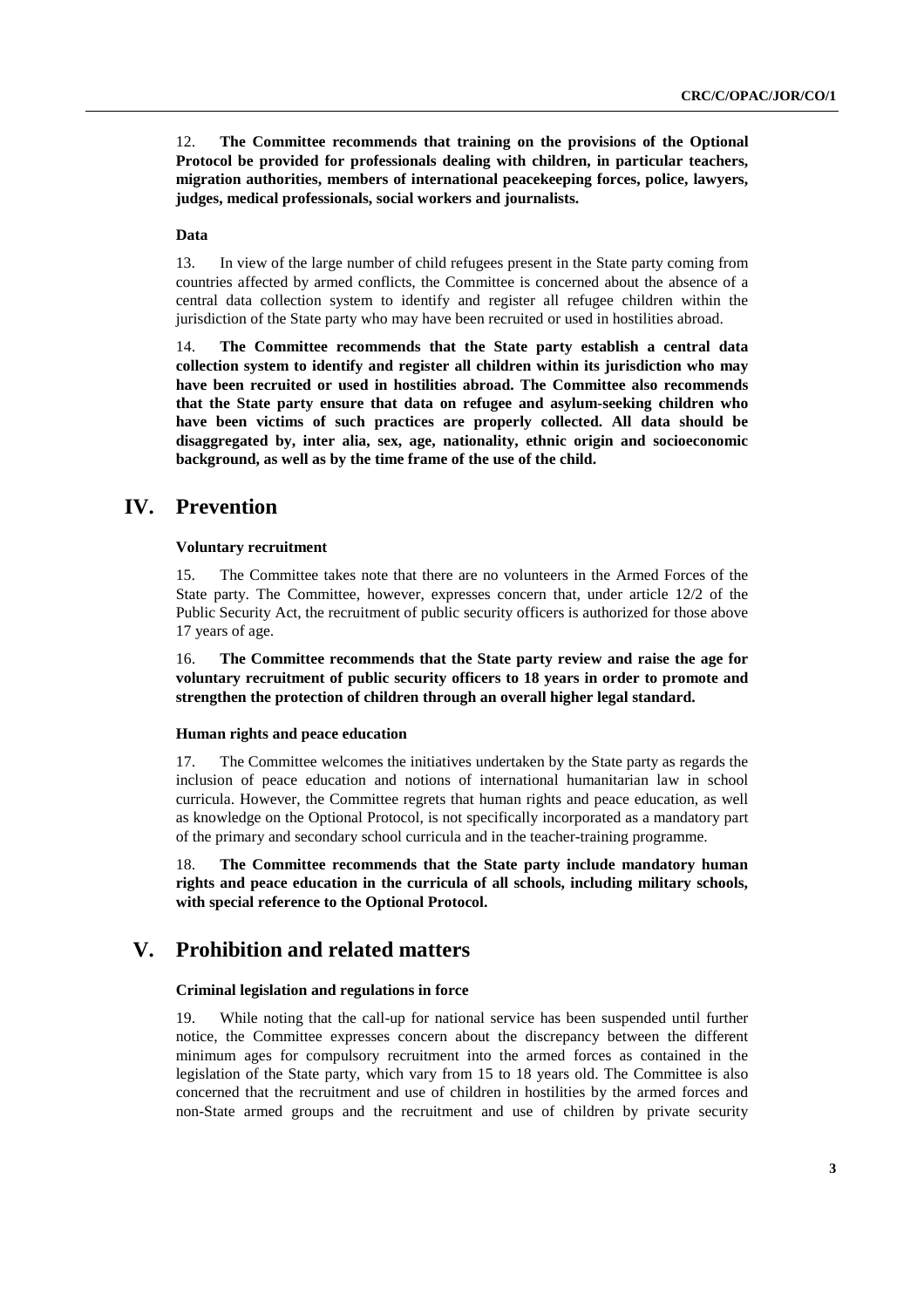12. **The Committee recommends that training on the provisions of the Optional Protocol be provided for professionals dealing with children, in particular teachers, migration authorities, members of international peacekeeping forces, police, lawyers, judges, medical professionals, social workers and journalists.**

### Data

13. In view of the large number of child refugees present in the State party coming from countries affected by armed conflicts, the Committee is concerned about the absence of a central data collection system to identify and register all refugee children within the jurisdiction of the State party who may have been recruited or used in hostilities abroad.

14. **The Committee recommends that the State party establish a central data collection system to identify and register all children within its jurisdiction who may have been recruited or used in hostilities abroad. The Committee also recommends that the State party ensure that data on refugee and asylum-seeking children who have been victims of such practices are properly collected. All data should be disaggregated by, inter alia, sex, age, nationality, ethnic origin and socioeconomic background, as well as by the time frame of the use of the child.**

## IV. Prevention

### Voluntary recruitment

15. The Committee takes note that there are no volunteers in the Armed Forces of the State party. The Committee, however, expresses concern that, under article 12/2 of the Public Security Act, the recruitment of public security officers is authorized for those above 17 years of age.

16. **The Committee recommends that the State party review and raise the age for voluntary recruitment of public security officers to 18 years in order to promote and strengthen the protection of children through an overall higher legal standard.**

### Human rights and peace education

17. The Committee welcomes the initiatives undertaken by the State party as regards the inclusion of peace education and notions of international humanitarian law in school curricula. However, the Committee regrets that human rights and peace education, as well as knowledge on the Optional Protocol, is not specifically incorporated as a mandatory part of the primary and secondary school curricula and in the teacher-training programme.

18. **The Committee recommends that the State party include mandatory human rights and peace education in the curricula of all schools, including military schools, with special reference to the Optional Protocol.**

## V. Prohibition and related matters

### Criminal legislation and regulations in force

19. While noting that the call-up for national service has been suspended until further notice, the Committee expresses concern about the discrepancy between the different minimum ages for compulsory recruitment into the armed forces as contained in the legislation of the State party, which vary from 15 to 18 years old. The Committee is also concerned that the recruitment and use of children in hostilities by the armed forces and non-State armed groups and the recruitment and use of children by private security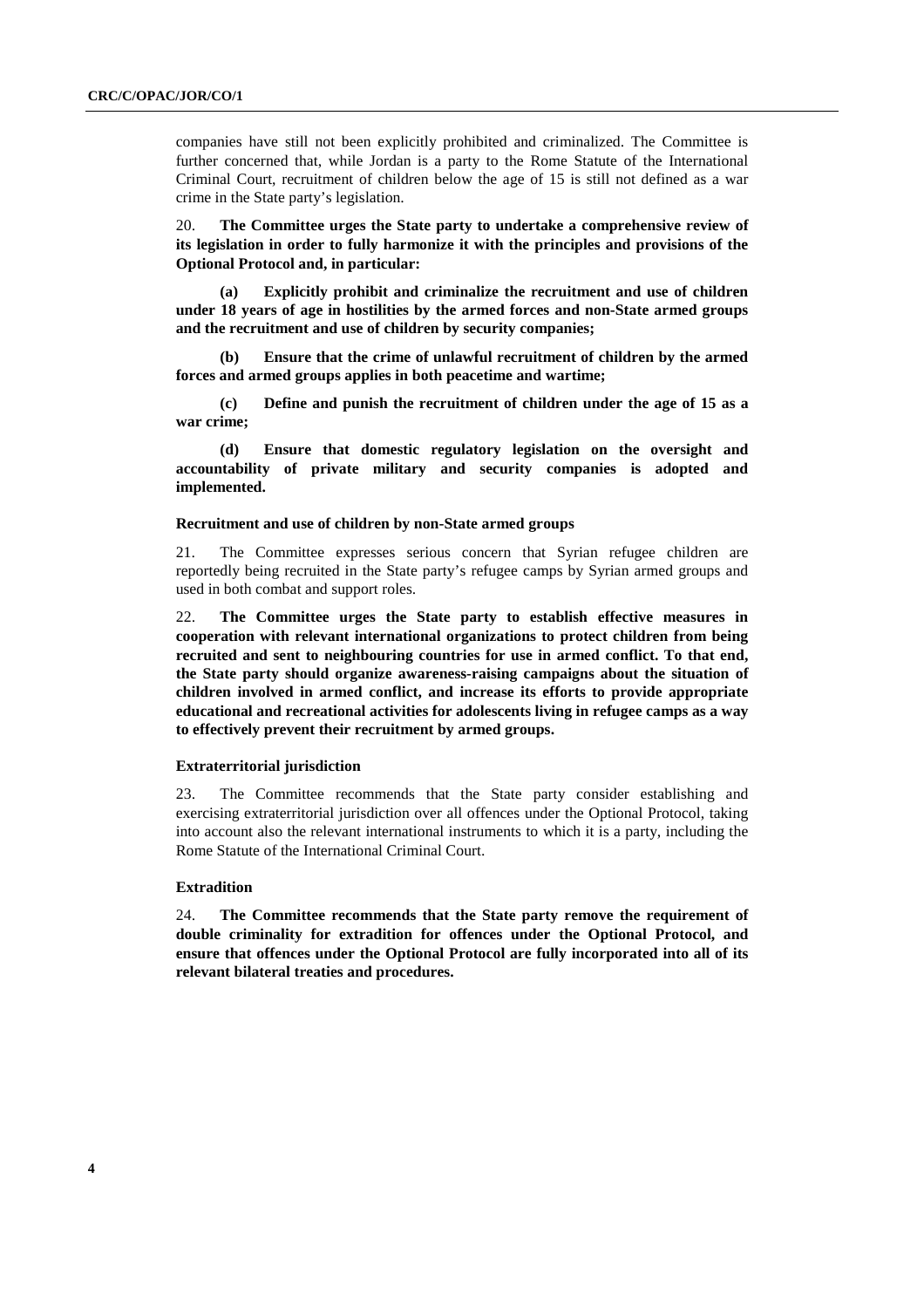companies have still not been explicitly prohibited and criminalized. The Committee is further concerned that, while Jordan is a party to the Rome Statute of the International Criminal Court, recruitment of children below the age of 15 is still not defined as a war crime in the State party's legislation.

20. **The Committee urges the State party to undertake a comprehensive review of its legislation in order to fully harmonize it with the principles and provisions of the Optional Protocol and, in particular:**

**(a) Explicitly prohibit and criminalize the recruitment and use of children under 18 years of age in hostilities by the armed forces and non-State armed groups and the recruitment and use of children by security companies;**

**(b) Ensure that the crime of unlawful recruitment of children by the armed forces and armed groups applies in both peacetime and wartime;**

**(c) Define and punish the recruitment of children under the age of 15 as a war crime;**

**(d) Ensure that domestic regulatory legislation on the oversight and accountability of private military and security companies is adopted and implemented.**

### Recruitment and use of children by non-State armed groups

21. The Committee expresses serious concern that Syrian refugee children are reportedly being recruited in the State party's refugee camps by Syrian armed groups and used in both combat and support roles.

22. **The Committee urges the State party to establish effective measures in cooperation with relevant international organizations to protect children from being recruited and sent to neighbouring countries for use in armed conflict. To that end, the State party should organize awareness-raising campaigns about the situation of children involved in armed conflict, and increase its efforts to provide appropriate educational and recreational activities for adolescents living in refugee camps as a way to effectively prevent their recruitment by armed groups.**

### Extraterritorial jurisdiction

23. The Committee recommends that the State party consider establishing and exercising extraterritorial jurisdiction over all offences under the Optional Protocol, taking into account also the relevant international instruments to which it is a party, including the Rome Statute of the International Criminal Court.

### Extradition

24. **The Committee recommends that the State party remove the requirement of double criminality for extradition for offences under the Optional Protocol, and ensure that offences under the Optional Protocol are fully incorporated into all of its relevant bilateral treaties and procedures.**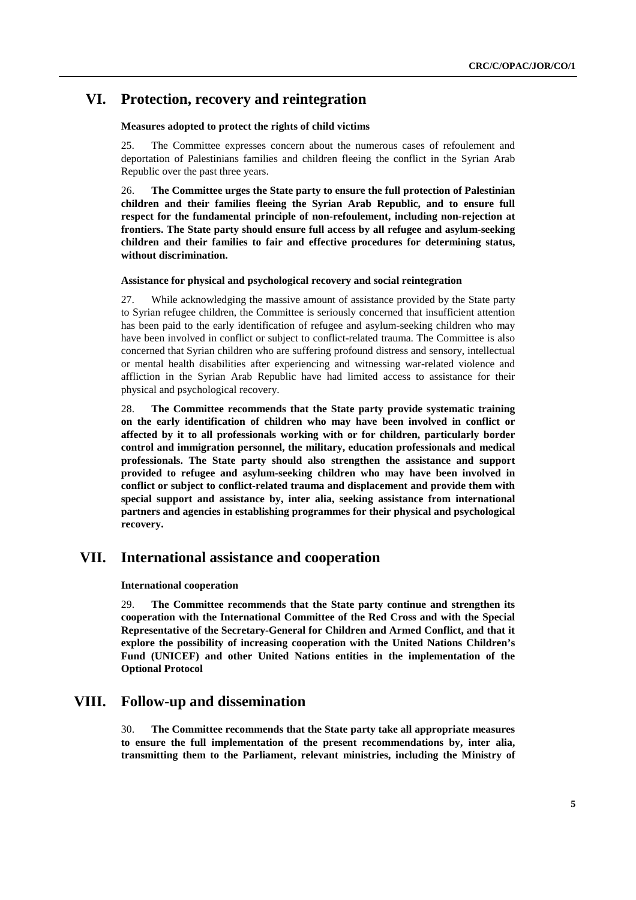## VI. Protection, recovery and reintegration

### Measures adopted to protect the rights of child victims

25. The Committee expresses concern about the numerous cases of refoulement and deportation of Palestinians families and children fleeing the conflict in the Syrian Arab Republic over the past three years.

26. **The Committee urges the State party to ensure the full protection of Palestinian children and their families fleeing the Syrian Arab Republic, and to ensure full respect for the fundamental principle of non-refoulement, including non-rejection at frontiers. The State party should ensure full access by all refugee and asylum-seeking children and their families to fair and effective procedures for determining status, without discrimination.**

### Assistance for physical and psychological recovery and social reintegration

27. While acknowledging the massive amount of assistance provided by the State party to Syrian refugee children, the Committee is seriously concerned that insufficient attention has been paid to the early identification of refugee and asylum-seeking children who may have been involved in conflict or subject to conflict-related trauma. The Committee is also concerned that Syrian children who are suffering profound distress and sensory, intellectual or mental health disabilities after experiencing and witnessing war-related violence and affliction in the Syrian Arab Republic have had limited access to assistance for their physical and psychological recovery.

28. **The Committee recommends that the State party provide systematic training on the early identification of children who may have been involved in conflict or affected by it to all professionals working with or for children, particularly border control and immigration personnel, the military, education professionals and medical professionals. The State party should also strengthen the assistance and support provided to refugee and asylum-seeking children who may have been involved in conflict or subject to conflict-related trauma and displacement and provide them with special support and assistance by, inter alia, seeking assistance from international partners and agencies in establishing programmes for their physical and psychological recovery.**

## VII. International assistance and cooperation

### International cooperation

29. **The Committee recommends that the State party continue and strengthen its cooperation with the International Committee of the Red Cross and with the Special Representative of the Secretary-General for Children and Armed Conflict, and that it explore the possibility of increasing cooperation with the United Nations Children's Fund (UNICEF) and other United Nations entities in the implementation of the Optional Protocol**

## VIII. Follow-up and dissemination

30. **The Committee recommends that the State party take all appropriate measures to ensure the full implementation of the present recommendations by, inter alia, transmitting them to the Parliament, relevant ministries, including the Ministry of**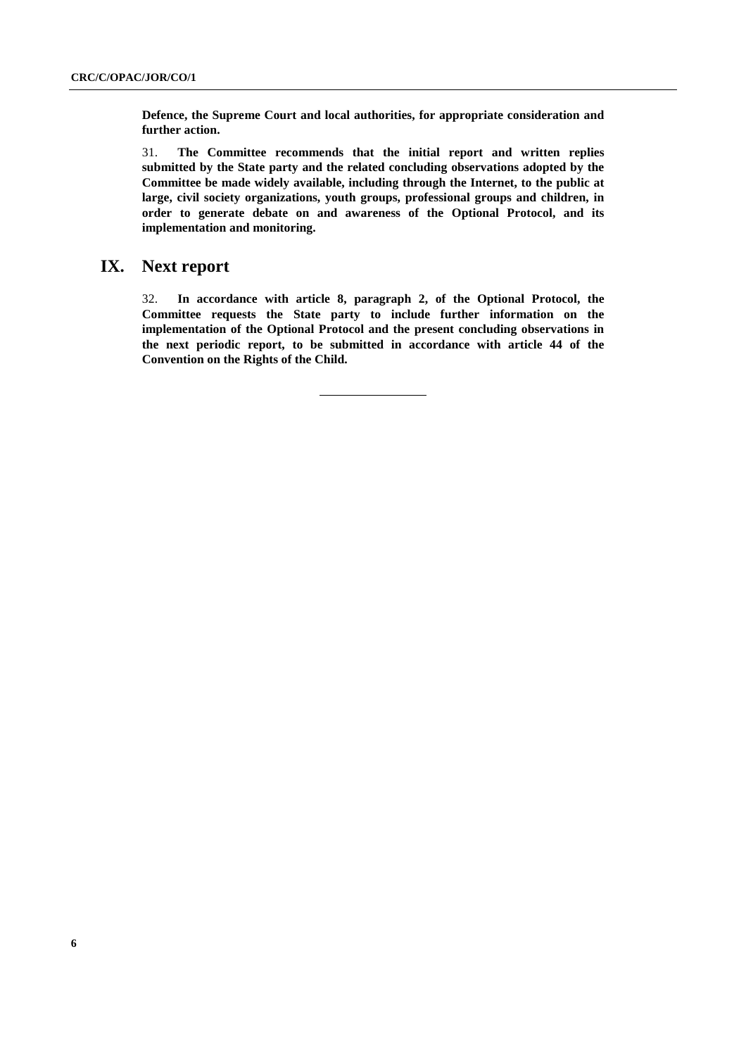**Defence, the Supreme Court and local authorities, for appropriate consideration and further action.**

31. **The Committee recommends that the initial report and written replies submitted by the State party and the related concluding observations adopted by the Committee be made widely available, including through the Internet, to the public at large, civil society organizations, youth groups, professional groups and children, in order to generate debate on and awareness of the Optional Protocol, and its implementation and monitoring.**

## IX. Next report

32. **In accordance with article 8, paragraph 2, of the Optional Protocol, the Committee requests the State party to include further information on the implementation of the Optional Protocol and the present concluding observations in the next periodic report, to be submitted in accordance with article 44 of the Convention on the Rights of the Child.**